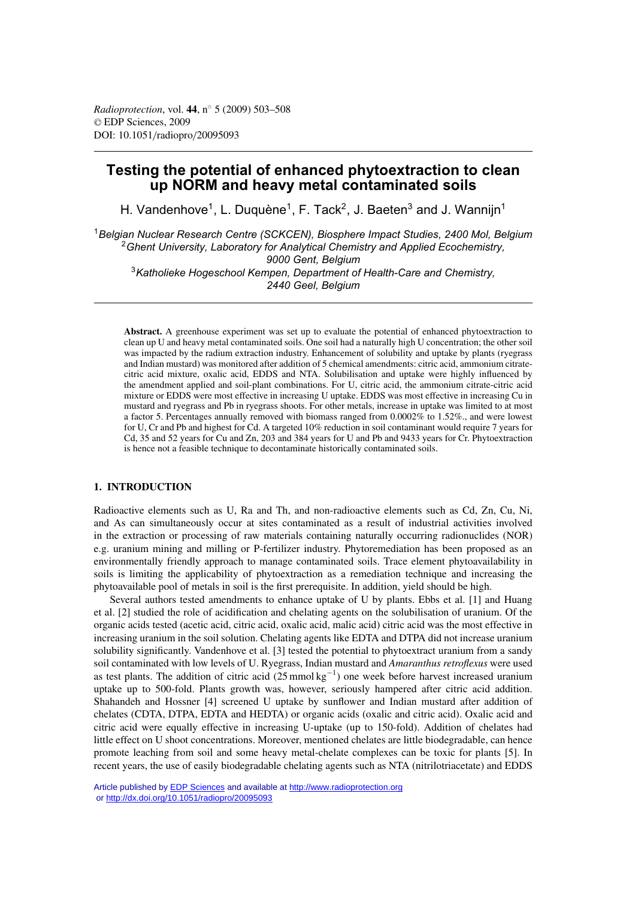# Testing the potential of enhanced phytoextraction to clean up NORM and heavy metal contaminated soils

H. Vandenhove[1], L. Duquène[1], F. Tack[2], J. Baeten[3] and J. Wannijn[1]

[1]*Belgian Nuclear Research Centre (SCKCEN), Biosphere Impact Studies, 2400 Mol, Belgium*
[2]*Ghent University, Laboratory for Analytical Chemistry and Applied Ecochemistry, 9000 Gent, Belgium*
[3]*Katholieke Hogeschool Kempen, Department of Health-Care and Chemistry, 2440 Geel, Belgium*

**Abstract.** A greenhouse experiment was set up to evaluate the potential of enhanced phytoextraction to clean up U and heavy metal contaminated soils. One soil had a naturally high U concentration; the other soil was impacted by the radium extraction industry. Enhancement of solubility and uptake by plants (ryegrass and Indian mustard) was monitored after addition of 5 chemical amendments: citric acid, ammonium citrate-citric acid mixture, oxalic acid, EDDS and NTA. Solubilisation and uptake were highly influenced by the amendment applied and soil-plant combinations. For U, citric acid, the ammonium citrate-citric acid mixture or EDDS were most effective in increasing U uptake. EDDS was most effective in increasing Cu in mustard and ryegrass and Pb in ryegrass shoots. For other metals, increase in uptake was limited to at most a factor 5. Percentages annually removed with biomass ranged from 0.0002% to 1.52%., and were lowest for U, Cr and Pb and highest for Cd. A targeted 10% reduction in soil contaminant would require 7 years for Cd, 35 and 52 years for Cu and Zn, 203 and 384 years for U and Pb and 9433 years for Cr. Phytoextraction is hence not a feasible technique to decontaminate historically contaminated soils.

## 1. INTRODUCTION

Radioactive elements such as U, Ra and Th, and non-radioactive elements such as Cd, Zn, Cu, Ni, and As can simultaneously occur at sites contaminated as a result of industrial activities involved in the extraction or processing of raw materials containing naturally occurring radionuclides (NOR) e.g. uranium mining and milling or P-fertilizer industry. Phytoremediation has been proposed as an environmentally friendly approach to manage contaminated soils. Trace element phytoavailability in soils is limiting the applicability of phytoextraction as a remediation technique and increasing the phytoavailable pool of metals in soil is the first prerequisite. In addition, yield should be high.

Several authors tested amendments to enhance uptake of U by plants. Ebbs et al. [1] and Huang et al. [2] studied the role of acidification and chelating agents on the solubilisation of uranium. Of the organic acids tested (acetic acid, citric acid, oxalic acid, malic acid) citric acid was the most effective in increasing uranium in the soil solution. Chelating agents like EDTA and DTPA did not increase uranium solubility significantly. Vandenhove et al. [3] tested the potential to phytoextract uranium from a sandy soil contaminated with low levels of U. Ryegrass, Indian mustard and *Amaranthus retroflexus* were used as test plants. The addition of citric acid ($25\,\text{mmol}\,\text{kg}^{-1}$) one week before harvest increased uranium uptake up to 500-fold. Plants growth was, however, seriously hampered after citric acid addition. Shahandeh and Hossner [4] screened U uptake by sunflower and Indian mustard after addition of chelates (CDTA, DTPA, EDTA and HEDTA) or organic acids (oxalic and citric acid). Oxalic acid and citric acid were equally effective in increasing U-uptake (up to 150-fold). Addition of chelates had little effect on U shoot concentrations. Moreover, mentioned chelates are little biodegradable, can hence promote leaching from soil and some heavy metal-chelate complexes can be toxic for plants [5]. In recent years, the use of easily biodegradable chelating agents such as NTA (nitrilotriacetate) and EDDS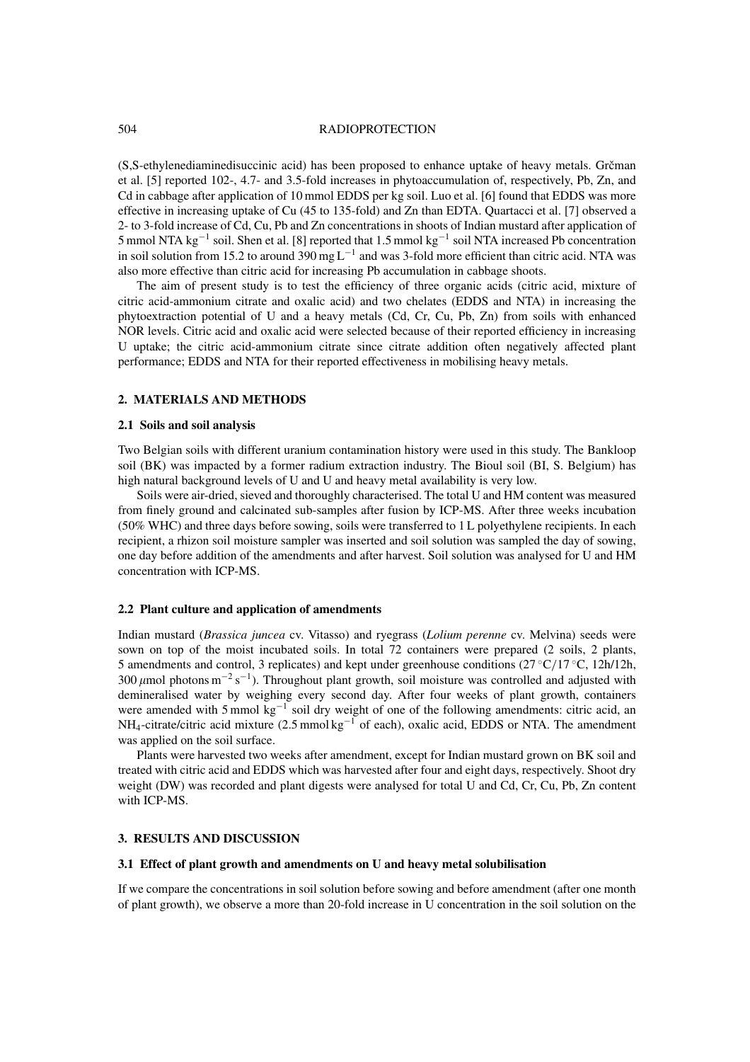(S,S-ethylenediaminedisuccinic acid) has been proposed to enhance uptake of heavy metals. Grčman et al. [5] reported 102-, 4.7- and 3.5-fold increases in phytoaccumulation of, respectively, Pb, Zn, and Cd in cabbage after application of 10 mmol EDDS per kg soil. Luo et al. [6] found that EDDS was more effective in increasing uptake of Cu (45 to 135-fold) and Zn than EDTA. Quartacci et al. [7] observed a 2- to 3-fold increase of Cd, Cu, Pb and Zn concentrations in shoots of Indian mustard after application of 5 mmol NTA $kg^{-1}$ soil. Shen et al. [8] reported that 1.5 mmol $kg^{-1}$ soil NTA increased Pb concentration in soil solution from 15.2 to around 390 mg $L^{-1}$ and was 3-fold more efficient than citric acid. NTA was also more effective than citric acid for increasing Pb accumulation in cabbage shoots.

The aim of present study is to test the efficiency of three organic acids (citric acid, mixture of citric acid-ammonium citrate and oxalic acid) and two chelates (EDDS and NTA) in increasing the phytoextraction potential of U and a heavy metals (Cd, Cr, Cu, Pb, Zn) from soils with enhanced NOR levels. Citric acid and oxalic acid were selected because of their reported efficiency in increasing U uptake; the citric acid-ammonium citrate since citrate addition often negatively affected plant performance; EDDS and NTA for their reported effectiveness in mobilising heavy metals.

## 2. MATERIALS AND METHODS

### 2.1 Soils and soil analysis

Two Belgian soils with different uranium contamination history were used in this study. The Bankloop soil (BK) was impacted by a former radium extraction industry. The Bioul soil (BI, S. Belgium) has high natural background levels of U and U and heavy metal availability is very low.

Soils were air-dried, sieved and thoroughly characterised. The total U and HM content was measured from finely ground and calcinated sub-samples after fusion by ICP-MS. After three weeks incubation (50% WHC) and three days before sowing, soils were transferred to 1 L polyethylene recipients. In each recipient, a rhizon soil moisture sampler was inserted and soil solution was sampled the day of sowing, one day before addition of the amendments and after harvest. Soil solution was analysed for U and HM concentration with ICP-MS.

### 2.2 Plant culture and application of amendments

Indian mustard (*Brassica juncea* cv. Vitasso) and ryegrass (*Lolium perenne* cv. Melvina) seeds were sown on top of the moist incubated soils. In total 72 containers were prepared (2 soils, 2 plants, 5 amendments and control, 3 replicates) and kept under greenhouse conditions (27 °C/17 °C, 12h/12h, 300 $\mu$mol photons $m^{-2}$ $s^{-1}$). Throughout plant growth, soil moisture was controlled and adjusted with demineralised water by weighing every second day. After four weeks of plant growth, containers were amended with 5 mmol $kg^{-1}$ soil dry weight of one of the following amendments: citric acid, an $NH_4$-citrate/citric acid mixture (2.5 mmol $kg^{-1}$ of each), oxalic acid, EDDS or NTA. The amendment was applied on the soil surface.

Plants were harvested two weeks after amendment, except for Indian mustard grown on BK soil and treated with citric acid and EDDS which was harvested after four and eight days, respectively. Shoot dry weight (DW) was recorded and plant digests were analysed for total U and Cd, Cr, Cu, Pb, Zn content with ICP-MS.

## 3. RESULTS AND DISCUSSION

### 3.1 Effect of plant growth and amendments on U and heavy metal solubilisation

If we compare the concentrations in soil solution before sowing and before amendment (after one month of plant growth), we observe a more than 20-fold increase in U concentration in the soil solution on the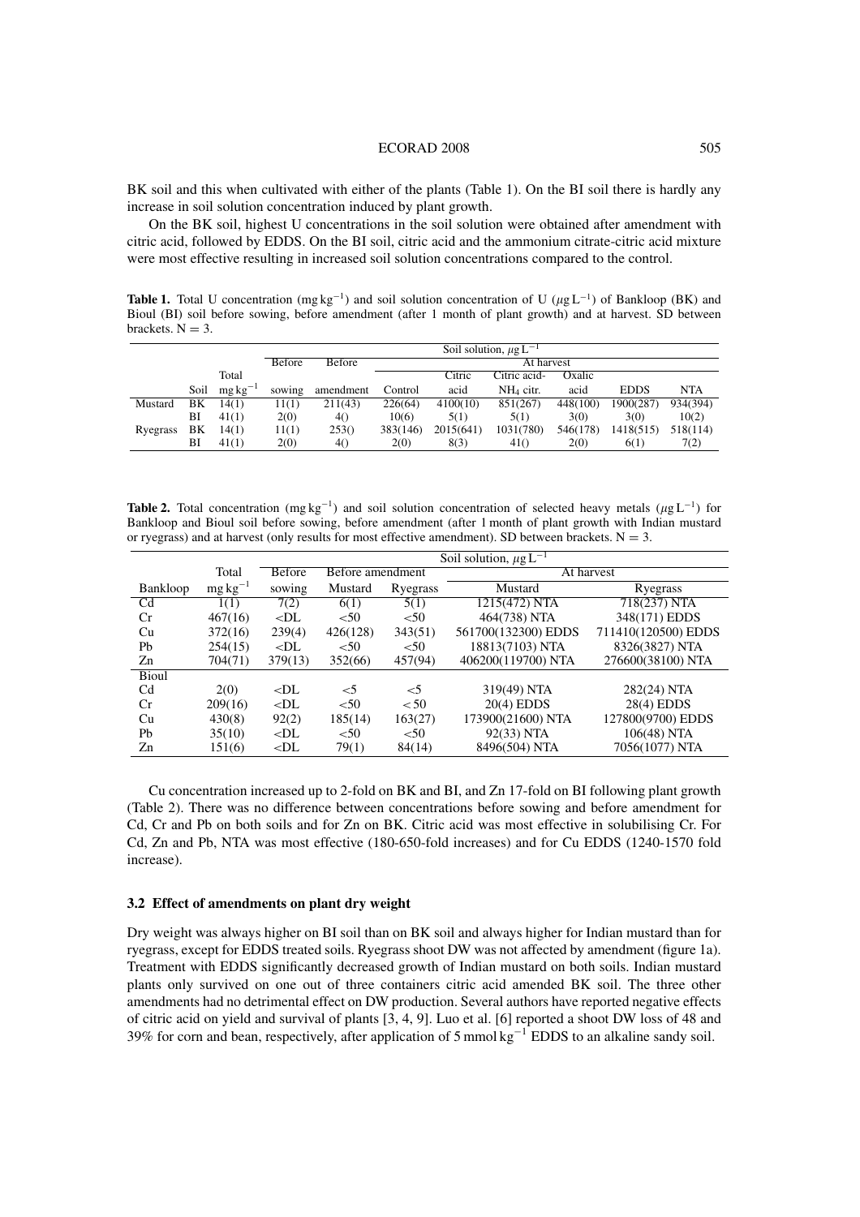BK soil and this when cultivated with either of the plants (Table 1). On the BI soil there is hardly any increase in soil solution concentration induced by plant growth.

On the BK soil, highest U concentrations in the soil solution were obtained after amendment with citric acid, followed by EDDS. On the BI soil, citric acid and the ammonium citrate-citric acid mixture were most effective resulting in increased soil solution concentrations compared to the control.

**Table 1.** Total U concentration (mg kg$^{-1}$) and soil solution concentration of U ($\mu$g L$^{-1}$) of Bankloop (BK) and Bioul (BI) soil before sowing, before amendment (after 1 month of plant growth) and at harvest. SD between brackets. N = 3.

| | | | Soil solution, $\mu$g L$^{-1}$ | | | | | | | | |
|---|---|---|---|---|---|---|---|---|---|---|---|
| | | | Before | Before | At harvest | | | | | | |
| | | Total | | | | Citric | Citric acid- | Oxalic | | | |
| | Soil | mg kg$^{-1}$ | sowing | amendment | Control | acid | $NH_4$ citr. | acid | EDDS | NTA |
| Mustard | BK | 14(1) | 11(1) | 211(43) | 226(64) | 4100(10) | 851(267) | 448(100) | 1900(287) | 934(394) |
| | BI | 41(1) | 2(0) | 4() | 10(6) | 5(1) | 5(1) | 3(0) | 3(0) | 10(2) |
| Ryegrass | BK | 14(1) | 11(1) | 253() | 383(146) | 2015(641) | 1031(780) | 546(178) | 1418(515) | 518(114) |
| | BI | 41(1) | 2(0) | 4() | 2(0) | 8(3) | 41() | 2(0) | 6(1) | 7(2) |

**Table 2.** Total concentration (mg kg$^{-1}$) and soil solution concentration of selected heavy metals ($\mu$g L$^{-1}$) for Bankloop and Bioul soil before sowing, before amendment (after 1 month of plant growth with Indian mustard or ryegrass) and at harvest (only results for most effective amendment). SD between brackets. N = 3.

| | | Soil solution, $\mu$g L$^{-1}$ | | | | |
|---|---|---|---|---|---|---|
| | Total | Before | Before amendment | | At harvest | |
| Bankloop | mg kg$^{-1}$ | sowing | Mustard | Ryegrass | Mustard | Ryegrass |
| Cd | 1(1) | 7(2) | 6(1) | 5(1) | 1215(472) NTA | 718(237) NTA |
| Cr | 467(16) | <DL | <50 | <50 | 464(738) NTA | 348(171) EDDS |
| Cu | 372(16) | 239(4) | 426(128) | 343(51) | 561700(132300) EDDS | 711410(120500) EDDS |
| Pb | 254(15) | <DL | <50 | <50 | 18813(7103) NTA | 8326(3827) NTA |
| Zn | 704(71) | 379(13) | 352(66) | 457(94) | 406200(119700) NTA | 276600(38100) NTA |
| Bioul | | | | | | |
| Cd | 2(0) | <DL | <5 | <5 | 319(49) NTA | 282(24) NTA |
| Cr | 209(16) | <DL | <50 | < 50 | 20(4) EDDS | 28(4) EDDS |
| Cu | 430(8) | 92(2) | 185(14) | 163(27) | 173900(21600) NTA | 127800(9700) EDDS |
| Pb | 35(10) | <DL | <50 | <50 | 92(33) NTA | 106(48) NTA |
| Zn | 151(6) | <DL | 79(1) | 84(14) | 8496(504) NTA | 7056(1077) NTA |

Cu concentration increased up to 2-fold on BK and BI, and Zn 17-fold on BI following plant growth (Table 2). There was no difference between concentrations before sowing and before amendment for Cd, Cr and Pb on both soils and for Zn on BK. Citric acid was most effective in solubilising Cr. For Cd, Zn and Pb, NTA was most effective (180-650-fold increases) and for Cu EDDS (1240-1570 fold increase).

### 3.2 Effect of amendments on plant dry weight

Dry weight was always higher on BI soil than on BK soil and always higher for Indian mustard than for ryegrass, except for EDDS treated soils. Ryegrass shoot DW was not affected by amendment (figure 1a). Treatment with EDDS significantly decreased growth of Indian mustard on both soils. Indian mustard plants only survived on one out of three containers citric acid amended BK soil. The three other amendments had no detrimental effect on DW production. Several authors have reported negative effects of citric acid on yield and survival of plants [3, 4, 9]. Luo et al. [6] reported a shoot DW loss of 48 and 39% for corn and bean, respectively, after application of 5 mmol kg$^{-1}$ EDDS to an alkaline sandy soil.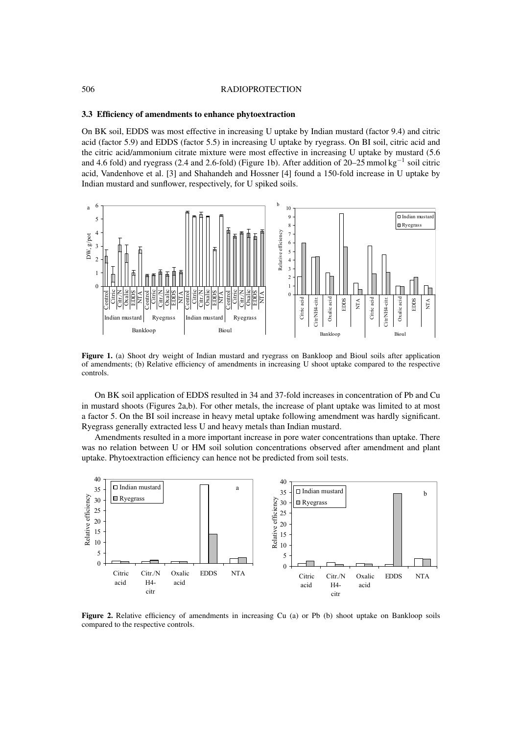### 3.3 Efficiency of amendments to enhance phytoextraction

On BK soil, EDDS was most effective in increasing U uptake by Indian mustard (factor 9.4) and citric acid (factor 5.9) and EDDS (factor 5.5) in increasing U uptake by ryegrass. On BI soil, citric acid and the citric acid/ammonium citrate mixture were most effective in increasing U uptake by mustard (5.6 and 4.6 fold) and ryegrass (2.4 and 2.6-fold) (Figure 1b). After addition of 20–25 mmol $kg^{-1}$ soil citric acid, Vandenhove et al. [3] and Shahandeh and Hossner [4] found a 150-fold increase in U uptake by Indian mustard and sunflower, respectively, for U spiked soils.

**Figure 1.** (a) Shoot dry weight of Indian mustard and ryegrass on Bankloop and Bioul soils after application of amendments; (b) Relative efficiency of amendments in increasing U shoot uptake compared to the respective controls.

On BK soil application of EDDS resulted in 34 and 37-fold increases in concentration of Pb and Cu in mustard shoots (Figures 2a,b). For other metals, the increase of plant uptake was limited to at most a factor 5. On the BI soil increase in heavy metal uptake following amendment was hardly significant. Ryegrass generally extracted less U and heavy metals than Indian mustard.

Amendments resulted in a more important increase in pore water concentrations than uptake. There was no relation between U or HM soil solution concentrations observed after amendment and plant uptake. Phytoextraction efficiency can hence not be predicted from soil tests.

**Figure 2.** Relative efficiency of amendments in increasing Cu (a) or Pb (b) shoot uptake on Bankloop soils compared to the respective controls.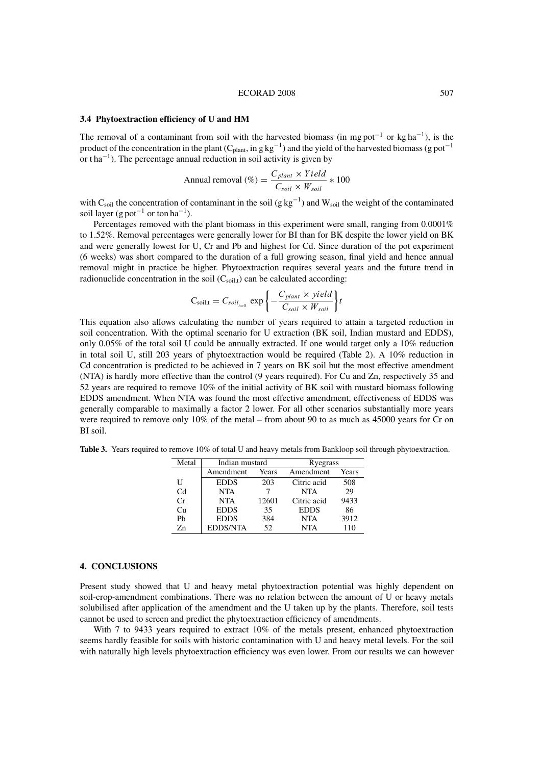### 3.4 Phytoextraction efficiency of U and HM

The removal of a contaminant from soil with the harvested biomass (in mg pot$^{-1}$ or kg ha$^{-1}$), is the product of the concentration in the plant ($C_{plant}$, in g kg$^{-1}$) and the yield of the harvested biomass (g pot$^{-1}$ or t ha$^{-1}$). The percentage annual reduction in soil activity is given by

$$\text{Annual removal (\%)} = \frac{C_{plant} \times Yield}{C_{soil} \times W_{soil}} * 100$$

with $C_{soil}$ the concentration of contaminant in the soil (g kg$^{-1}$) and $W_{soil}$ the weight of the contaminated soil layer (g pot$^{-1}$ or ton ha$^{-1}$).

Percentages removed with the plant biomass in this experiment were small, ranging from 0.0001% to 1.52%. Removal percentages were generally lower for BI than for BK despite the lower yield on BK and were generally lowest for U, Cr and Pb and highest for Cd. Since duration of the pot experiment (6 weeks) was short compared to the duration of a full growing season, final yield and hence annual removal might in practice be higher. Phytoextraction requires several years and the future trend in radionuclide concentration in the soil ($C_{soil,t}$) can be calculated according:

$$C_{soil,t} = C_{soil_{t=0}} \exp\left\{-\frac{C_{plant} \times yield}{C_{soil} \times W_{soil}}\right\} t$$

This equation also allows calculating the number of years required to attain a targeted reduction in soil concentration. With the optimal scenario for U extraction (BK soil, Indian mustard and EDDS), only 0.05% of the total soil U could be annually extracted. If one would target only a 10% reduction in total soil U, still 203 years of phytoextraction would be required (Table 2). A 10% reduction in Cd concentration is predicted to be achieved in 7 years on BK soil but the most effective amendment (NTA) is hardly more effective than the control (9 years required). For Cu and Zn, respectively 35 and 52 years are required to remove 10% of the initial activity of BK soil with mustard biomass following EDDS amendment. When NTA was found the most effective amendment, effectiveness of EDDS was generally comparable to maximally a factor 2 lower. For all other scenarios substantially more years were required to remove only 10% of the metal – from about 90 to as much as 45000 years for Cr on BI soil.

**Table 3.** Years required to remove 10% of total U and heavy metals from Bankloop soil through phytoextraction.

| Metal | Indian mustard | | Ryegrass | |
|---|---|---|---|---|
| | Amendment | Years | Amendment | Years |
| U | EDDS | 203 | Citric acid | 508 |
| Cd | NTA | 7 | NTA | 29 |
| Cr | NTA | 12601 | Citric acid | 9433 |
| Cu | EDDS | 35 | EDDS | 86 |
| Pb | EDDS | 384 | NTA | 3912 |
| Zn | EDDS/NTA | 52 | NTA | 110 |

## 4. CONCLUSIONS

Present study showed that U and heavy metal phytoextraction potential was highly dependent on soil-crop-amendment combinations. There was no relation between the amount of U or heavy metals solubilised after application of the amendment and the U taken up by the plants. Therefore, soil tests cannot be used to screen and predict the phytoextraction efficiency of amendments.

With 7 to 9433 years required to extract 10% of the metals present, enhanced phytoextraction seems hardly feasible for soils with historic contamination with U and heavy metal levels. For the soil with naturally high levels phytoextraction efficiency was even lower. From our results we can however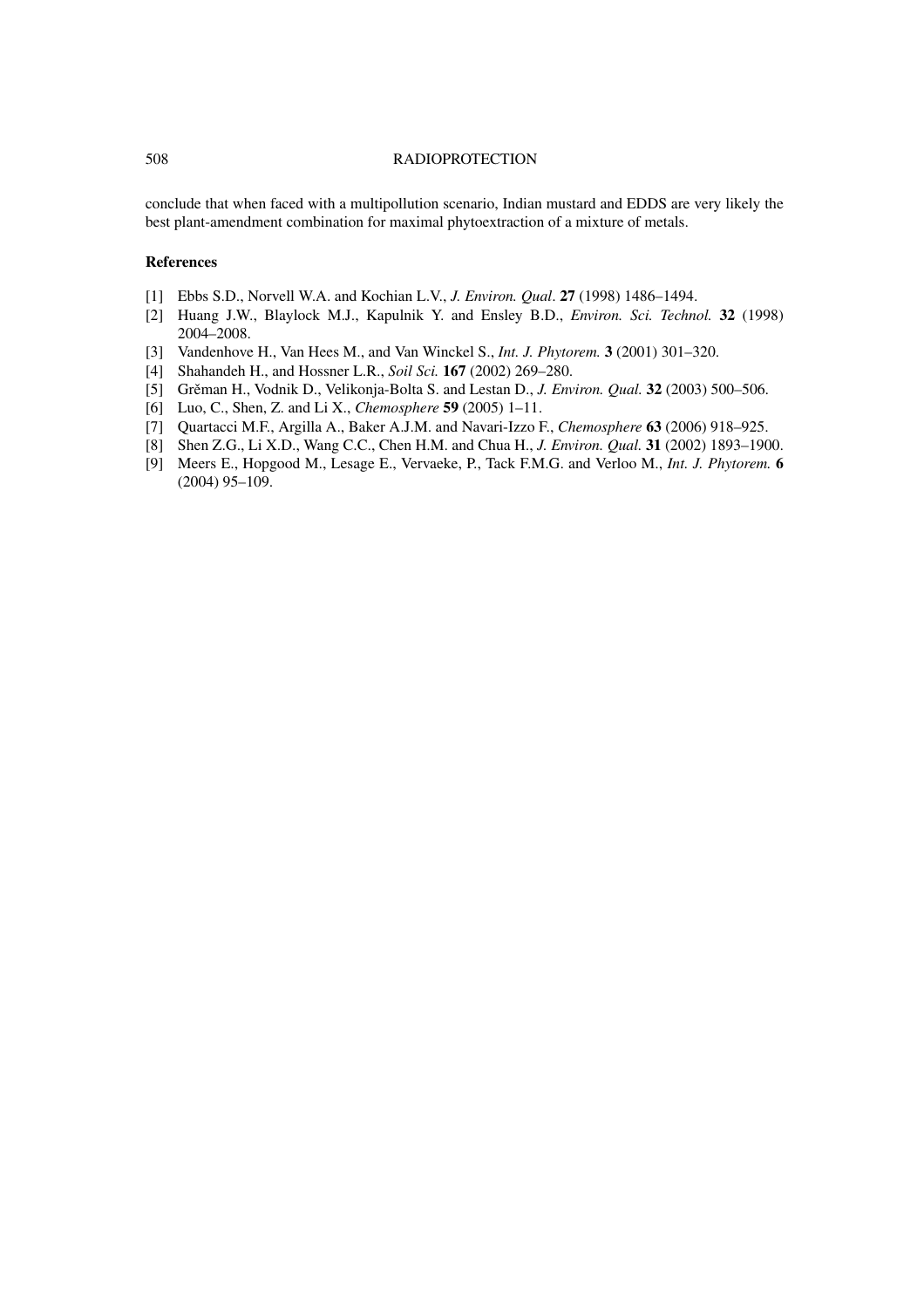conclude that when faced with a multipollution scenario, Indian mustard and EDDS are very likely the best plant-amendment combination for maximal phytoextraction of a mixture of metals.

## References

[1] Ebbs S.D., Norvell W.A. and Kochian L.V., *J. Environ. Qual*. **27** (1998) 1486–1494.

[2] Huang J.W., Blaylock M.J., Kapulnik Y. and Ensley B.D., *Environ. Sci. Technol.* **32** (1998) 2004–2008.

[3] Vandenhove H., Van Hees M., and Van Winckel S., *Int. J. Phytorem.* **3** (2001) 301–320.

[4] Shahandeh H., and Hossner L.R., *Soil Sci.* **167** (2002) 269–280.

[5] Grěman H., Vodnik D., Velikonja-Bolta S. and Lestan D., *J. Environ. Qual.* **32** (2003) 500–506.

[6] Luo, C., Shen, Z. and Li X., *Chemosphere* **59** (2005) 1–11.

[7] Quartacci M.F., Argilla A., Baker A.J.M. and Navari-Izzo F., *Chemosphere* **63** (2006) 918–925.

[8] Shen Z.G., Li X.D., Wang C.C., Chen H.M. and Chua H., *J. Environ. Qual.* **31** (2002) 1893–1900.

[9] Meers E., Hopgood M., Lesage E., Vervaeke, P., Tack F.M.G. and Verloo M., *Int. J. Phytorem.* **6** (2004) 95–109.